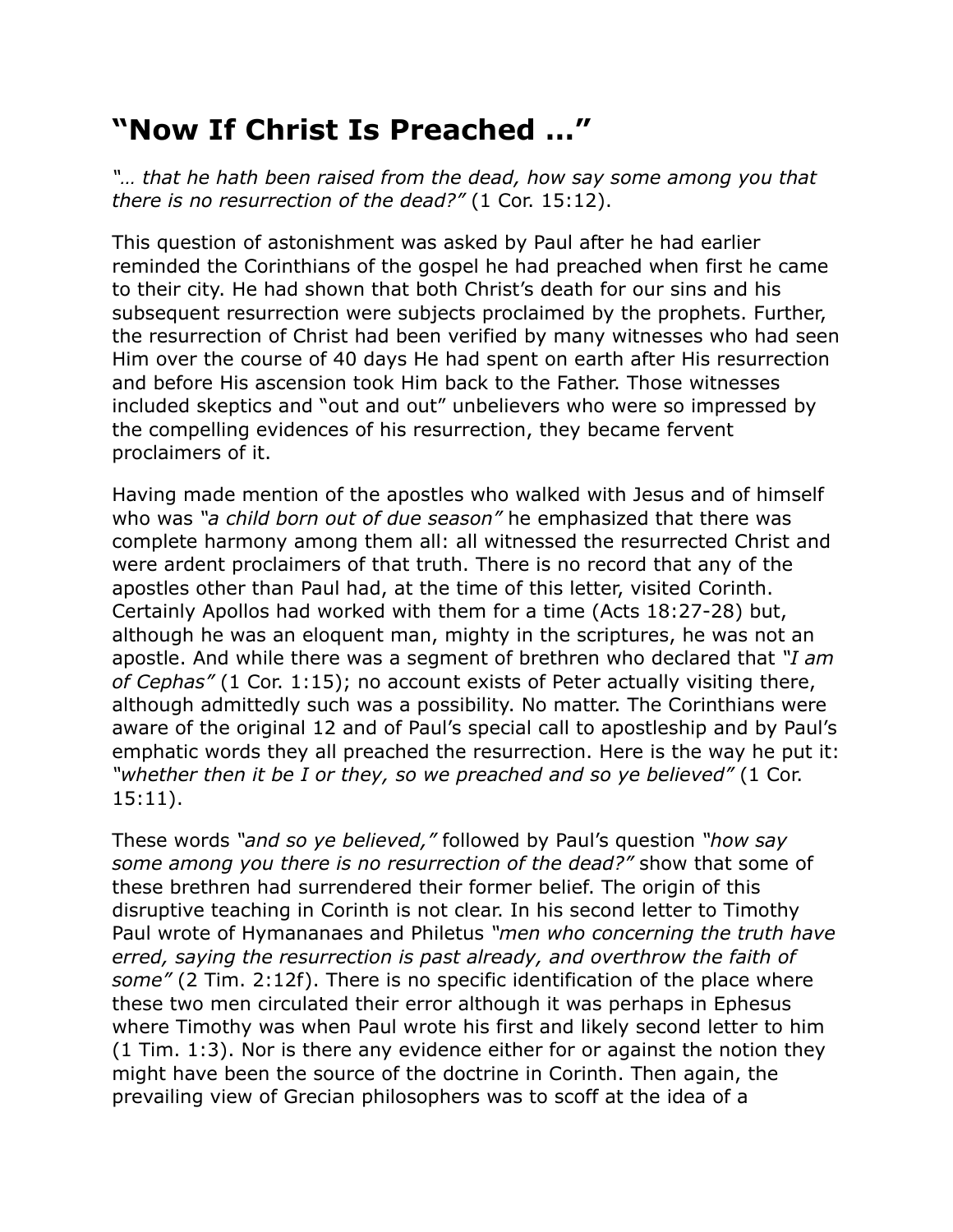# “Now If Christ Is Preached …”

*“… that he hath been raised from the dead, how say some among you that there is no resurrection of the dead?”* (1 Cor. 15:12).

This question of astonishment was asked by Paul after he had earlier reminded the Corinthians of the gospel he had preached when first he came to their city. He had shown that both Christ’s death for our sins and his subsequent resurrection were subjects proclaimed by the prophets. Further, the resurrection of Christ had been verified by many witnesses who had seen Him over the course of 40 days He had spent on earth after His resurrection and before His ascension took Him back to the Father. Those witnesses included skeptics and “out and out” unbelievers who were so impressed by the compelling evidences of his resurrection, they became fervent proclaimers of it.

Having made mention of the apostles who walked with Jesus and of himself who was *“a child born out of due season”* he emphasized that there was complete harmony among them all: all witnessed the resurrected Christ and were ardent proclaimers of that truth. There is no record that any of the apostles other than Paul had, at the time of this letter, visited Corinth. Certainly Apollos had worked with them for a time (Acts 18:27-28) but, although he was an eloquent man, mighty in the scriptures, he was not an apostle. And while there was a segment of brethren who declared that *“I am of Cephas”* (1 Cor. 1:15); no account exists of Peter actually visiting there, although admittedly such was a possibility. No matter. The Corinthians were aware of the original 12 and of Paul’s special call to apostleship and by Paul’s emphatic words they all preached the resurrection. Here is the way he put it: *“whether then it be I or they, so we preached and so ye believed”* (1 Cor. 15:11).

These words *“and so ye believed,”* followed by Paul’s question *“how say some among you there is no resurrection of the dead?”* show that some of these brethren had surrendered their former belief. The origin of this disruptive teaching in Corinth is not clear. In his second letter to Timothy Paul wrote of Hymananaes and Philetus *“men who concerning the truth have erred, saying the resurrection is past already, and overthrow the faith of some”* (2 Tim. 2:12f). There is no specific identification of the place where these two men circulated their error although it was perhaps in Ephesus where Timothy was when Paul wrote his first and likely second letter to him (1 Tim. 1:3). Nor is there any evidence either for or against the notion they might have been the source of the doctrine in Corinth. Then again, the prevailing view of Grecian philosophers was to scoff at the idea of a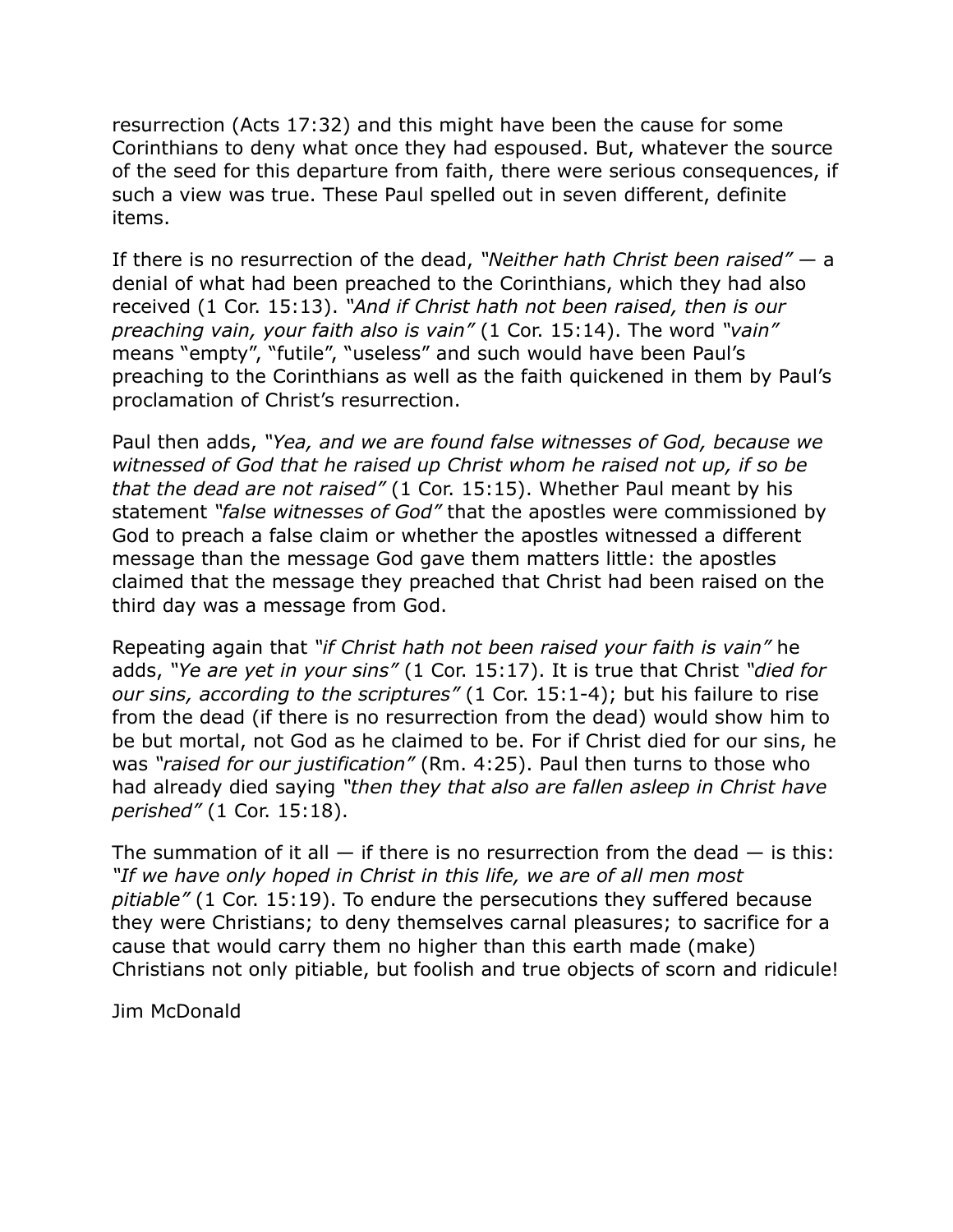resurrection (Acts 17:32) and this might have been the cause for some Corinthians to deny what once they had espoused. But, whatever the source of the seed for this departure from faith, there were serious consequences, if such a view was true. These Paul spelled out in seven different, definite items.

If there is no resurrection of the dead, *"Neither hath Christ been raised"* — a denial of what had been preached to the Corinthians, which they had also received (1 Cor. 15:13). *"And if Christ hath not been raised, then is our preaching vain, your faith also is vain"* (1 Cor. 15:14). The word *"vain"* means "empty", "futile", "useless" and such would have been Paul's preaching to the Corinthians as well as the faith quickened in them by Paul's proclamation of Christ's resurrection.

Paul then adds, *"Yea, and we are found false witnesses of God, because we witnessed of God that he raised up Christ whom he raised not up, if so be that the dead are not raised"* (1 Cor. 15:15). Whether Paul meant by his statement *"false witnesses of God"* that the apostles were commissioned by God to preach a false claim or whether the apostles witnessed a different message than the message God gave them matters little: the apostles claimed that the message they preached that Christ had been raised on the third day was a message from God.

Repeating again that *"if Christ hath not been raised your faith is vain"* he adds, *"Ye are yet in your sins"* (1 Cor. 15:17). It is true that Christ *"died for our sins, according to the scriptures"* (1 Cor. 15:1-4); but his failure to rise from the dead (if there is no resurrection from the dead) would show him to be but mortal, not God as he claimed to be. For if Christ died for our sins, he was *"raised for our justification"* (Rm. 4:25). Paul then turns to those who had already died saying *"then they that also are fallen asleep in Christ have perished"* (1 Cor. 15:18).

The summation of it all — if there is no resurrection from the dead — is this: *"If we have only hoped in Christ in this life, we are of all men most pitiable"* (1 Cor. 15:19). To endure the persecutions they suffered because they were Christians; to deny themselves carnal pleasures; to sacrifice for a cause that would carry them no higher than this earth made (make) Christians not only pitiable, but foolish and true objects of scorn and ridicule!

Jim McDonald